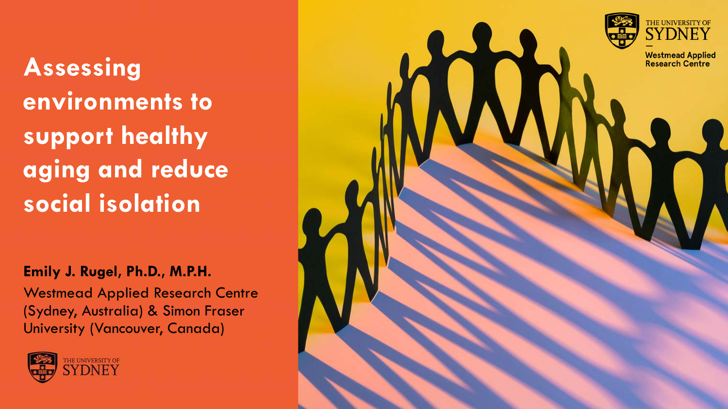# Assessing environments to support healthy aging and reduce social isolation

**Emily J. Rugel, Ph.D., M.P.H.**

Westmead Applied Research Centre (Sydney, Australia) & Simon Fraser University (Vancouver, Canada)

THE UNIVERSITY OF SYDNEY

THE UNIVERSITY OF SYDNEY
Westmead Applied Research Centre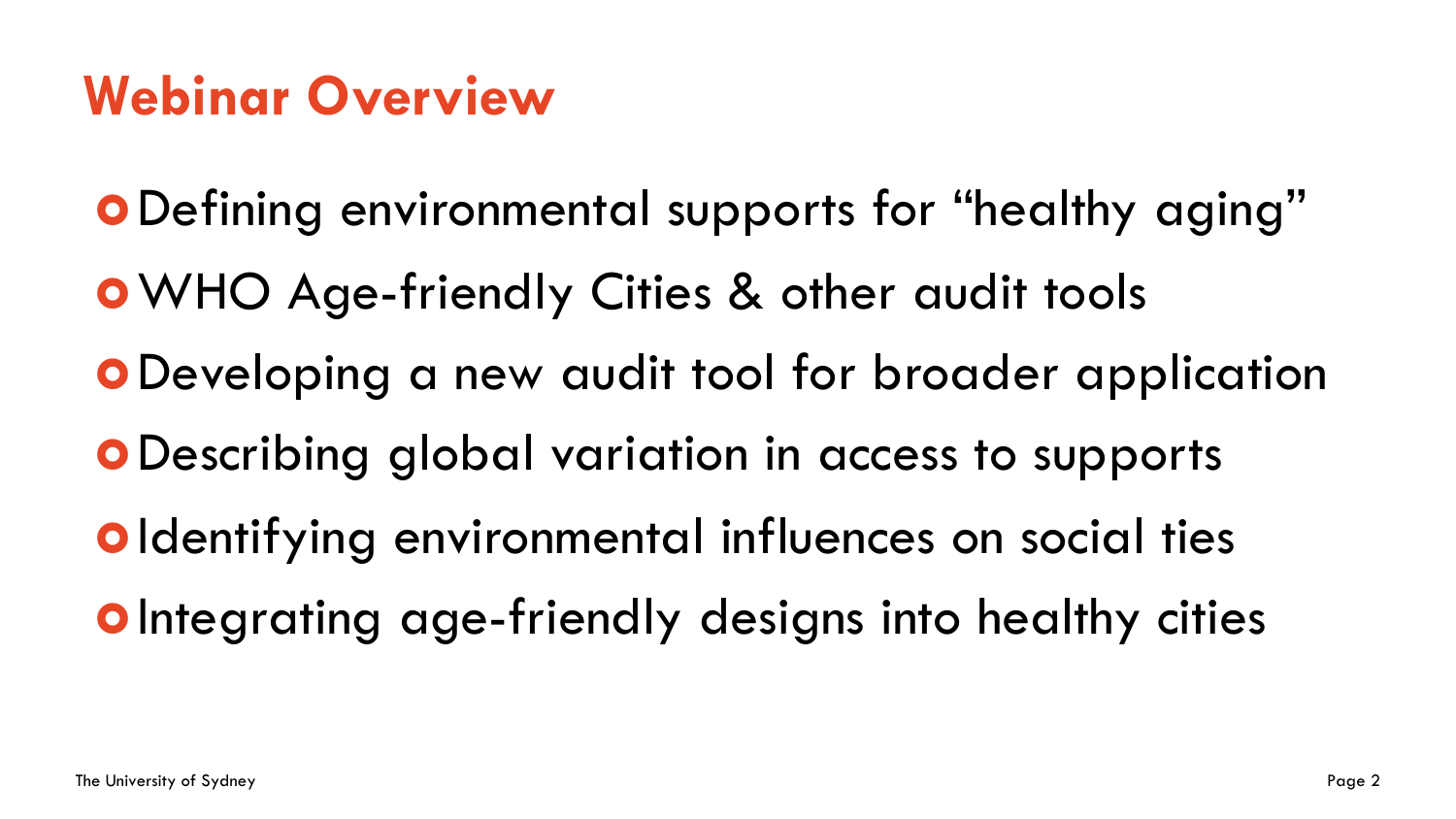# Webinar Overview

- Defining environmental supports for "healthy aging"
- WHO Age-friendly Cities & other audit tools
- Developing a new audit tool for broader application
- Describing global variation in access to supports
- Identifying environmental influences on social ties
- Integrating age-friendly designs into healthy cities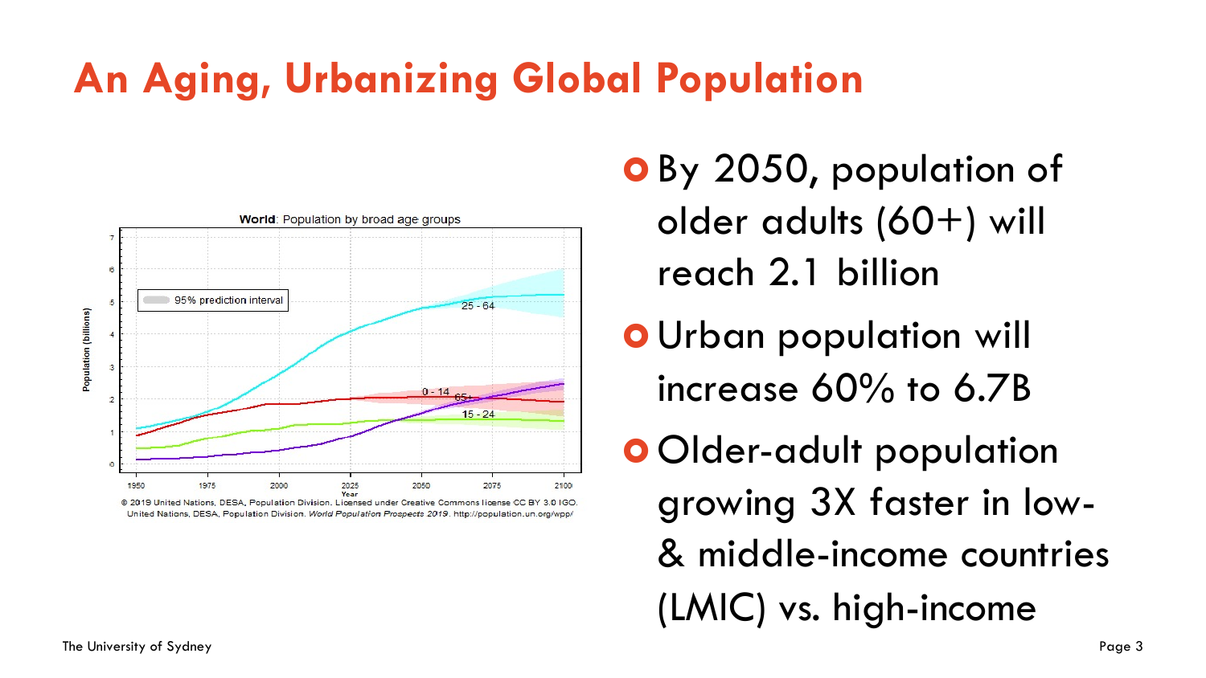# An Aging, Urbanizing Global Population

**World**: Population by broad age groups

© 2019 United Nations, DESA, Population Division. Licensed under Creative Commons license CC BY 3.0 IGO.
United Nations, DESA, Population Division. *World Population Prospects 2019*. http://population.un.org/wpp/

- By 2050, population of older adults (60+) will reach 2.1 billion
- Urban population will increase 60% to 6.7B
- Older-adult population growing 3X faster in low- & middle-income countries (LMIC) vs. high-income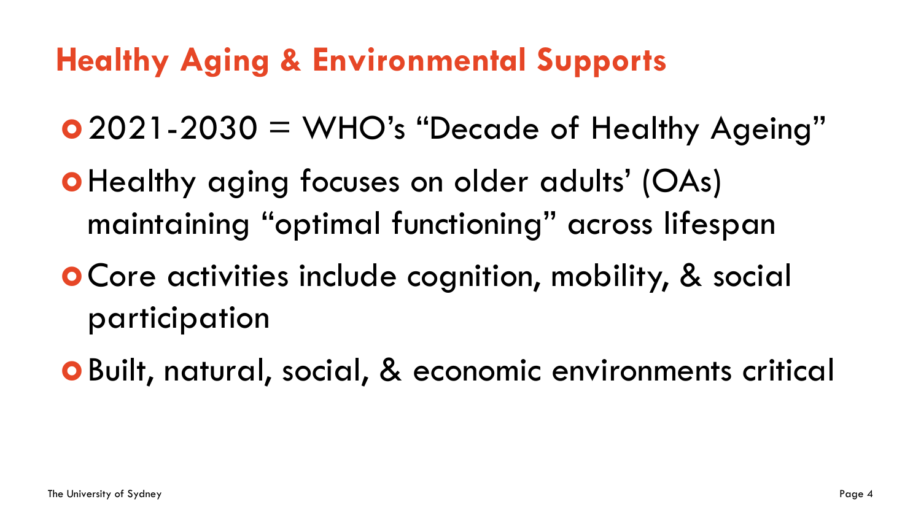# Healthy Aging & Environmental Supports

- 2021-2030 = WHO's "Decade of Healthy Ageing"
- Healthy aging focuses on older adults' (OAs) maintaining "optimal functioning" across lifespan
- Core activities include cognition, mobility, & social participation
- Built, natural, social, & economic environments critical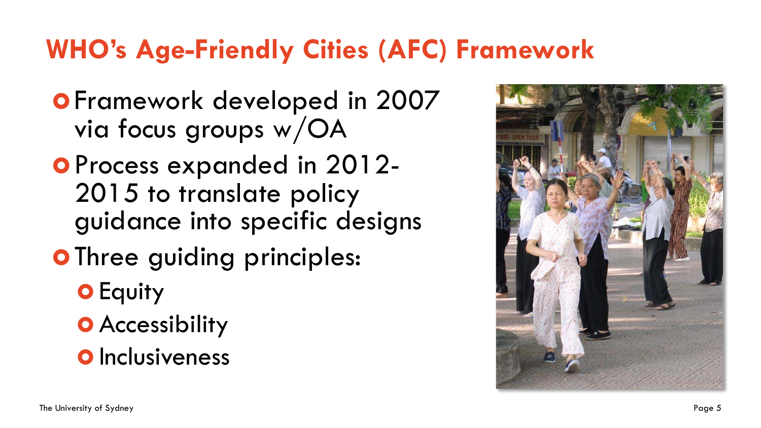# WHO's Age-Friendly Cities (AFC) Framework

- Framework developed in 2007 via focus groups w/OA
- Process expanded in 2012-2015 to translate policy guidance into specific designs
- Three guiding principles:
  - Equity
  - Accessibility
  - Inclusiveness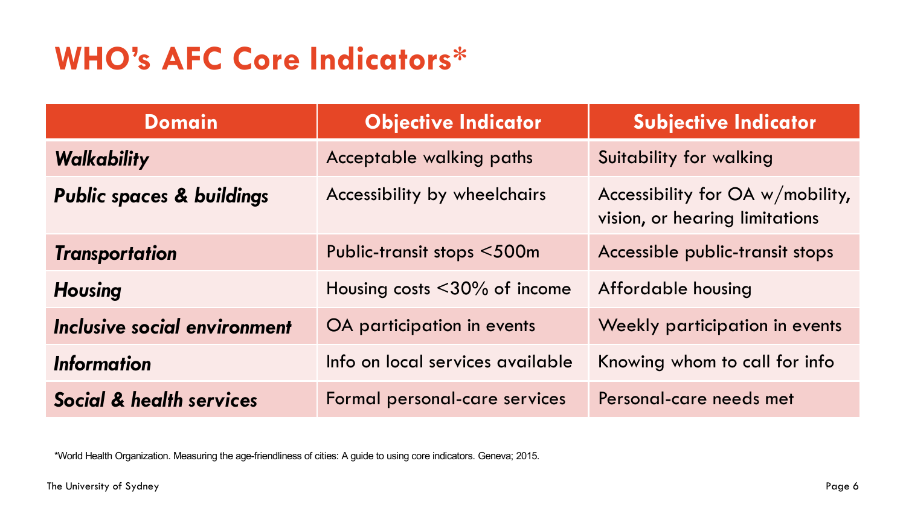# WHO's AFC Core Indicators*

| Domain | Objective Indicator | Subjective Indicator |
|---|---|---|
| ***Walkability*** | Acceptable walking paths | Suitability for walking |
| ***Public spaces & buildings*** | Accessibility by wheelchairs | Accessibility for OA w/mobility, vision, or hearing limitations |
| ***Transportation*** | Public-transit stops <500m | Accessible public-transit stops |
| ***Housing*** | Housing costs <30% of income | Affordable housing |
| ***Inclusive social environment*** | OA participation in events | Weekly participation in events |
| ***Information*** | Info on local services available | Knowing whom to call for info |
| ***Social & health services*** | Formal personal-care services | Personal-care needs met |

*World Health Organization. Measuring the age-friendliness of cities: A guide to using core indicators. Geneva; 2015.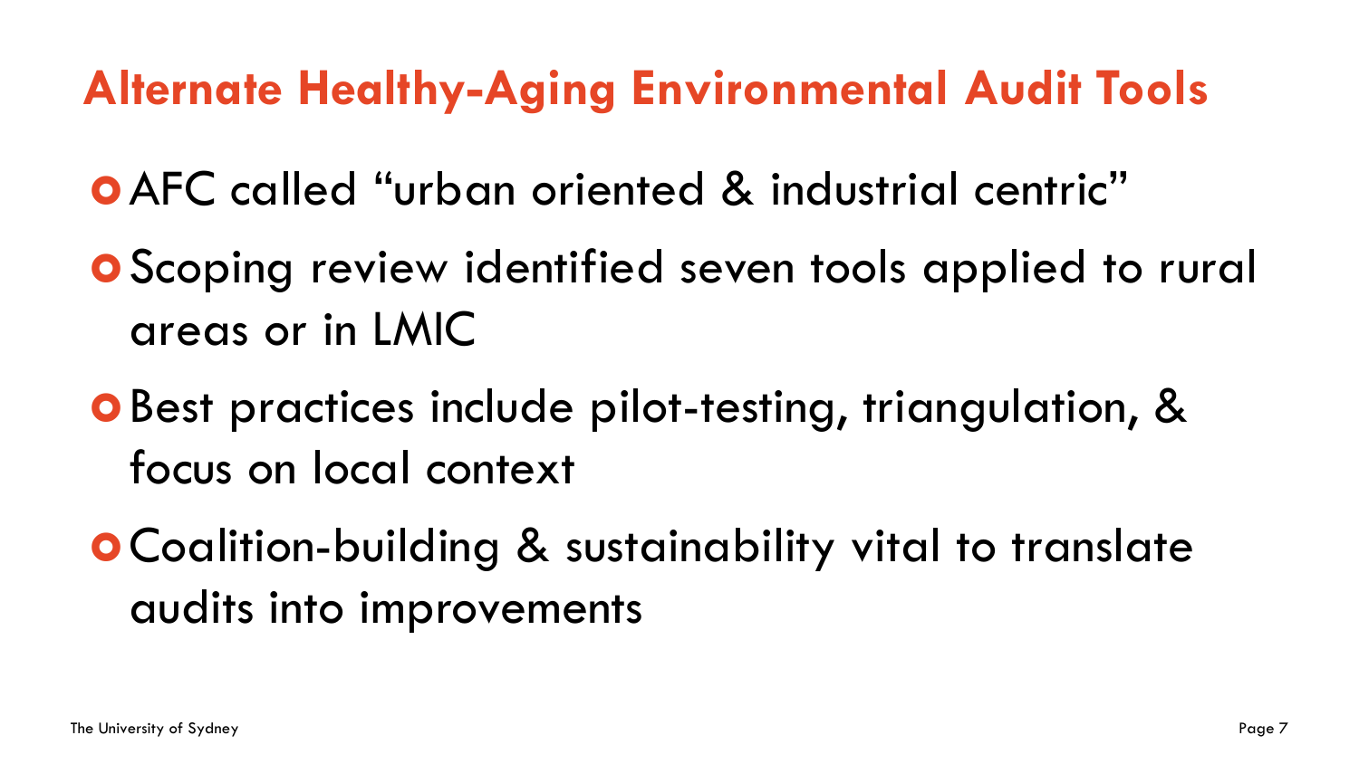## Alternate Healthy-Aging Environmental Audit Tools

- AFC called "urban oriented & industrial centric"
- Scoping review identified seven tools applied to rural areas or in LMIC
- Best practices include pilot-testing, triangulation, & focus on local context
- Coalition-building & sustainability vital to translate audits into improvements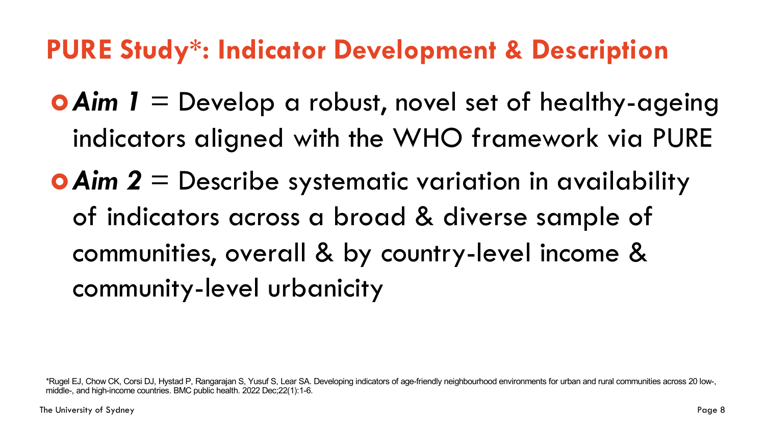# PURE Study*: Indicator Development & Description

- ***Aim 1*** = Develop a robust, novel set of healthy-ageing indicators aligned with the WHO framework via PURE
- ***Aim 2*** = Describe systematic variation in availability of indicators across a broad & diverse sample of communities, overall & by country-level income & community-level urbanicity

*Rugel EJ, Chow CK, Corsi DJ, Hystad P, Rangarajan S, Yusuf S, Lear SA. Developing indicators of age-friendly neighbourhood environments for urban and rural communities across 20 low-, middle-, and high-income countries. BMC public health. 2022 Dec;22(1):1-6.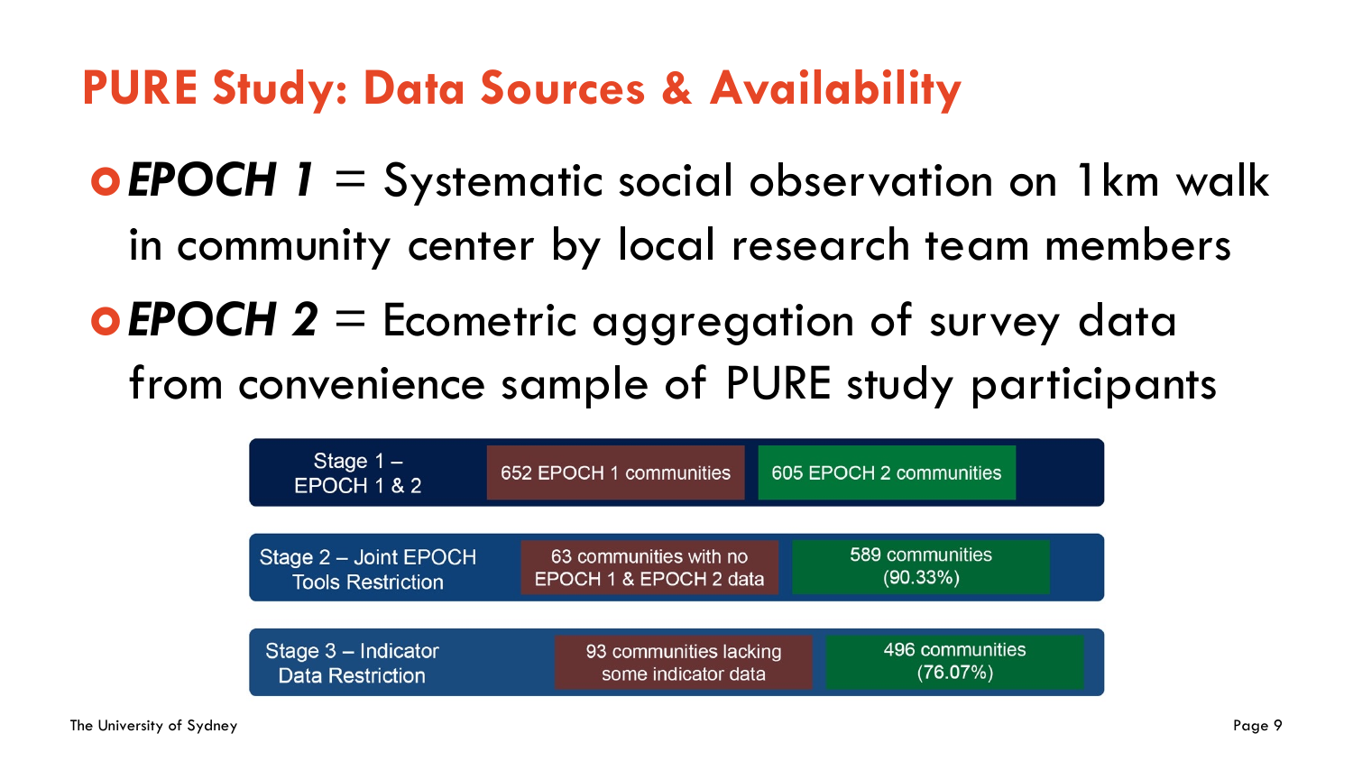# PURE Study: Data Sources & Availability

- ***EPOCH 1*** = Systematic social observation on 1km walk in community center by local research team members
- ***EPOCH 2*** = Ecometric aggregation of survey data from convenience sample of PURE study participants

| Stage | Excluded | Included |
|---|---|---|
| Stage 1 – EPOCH 1 & 2 | 652 EPOCH 1 communities | 605 EPOCH 2 communities |
| Stage 2 – Joint EPOCH Tools Restriction | 63 communities with no EPOCH 1 & EPOCH 2 data | 589 communities (90.33%) |
| Stage 3 – Indicator Data Restriction | 93 communities lacking some indicator data | 496 communities (76.07%) |

The University of Sydney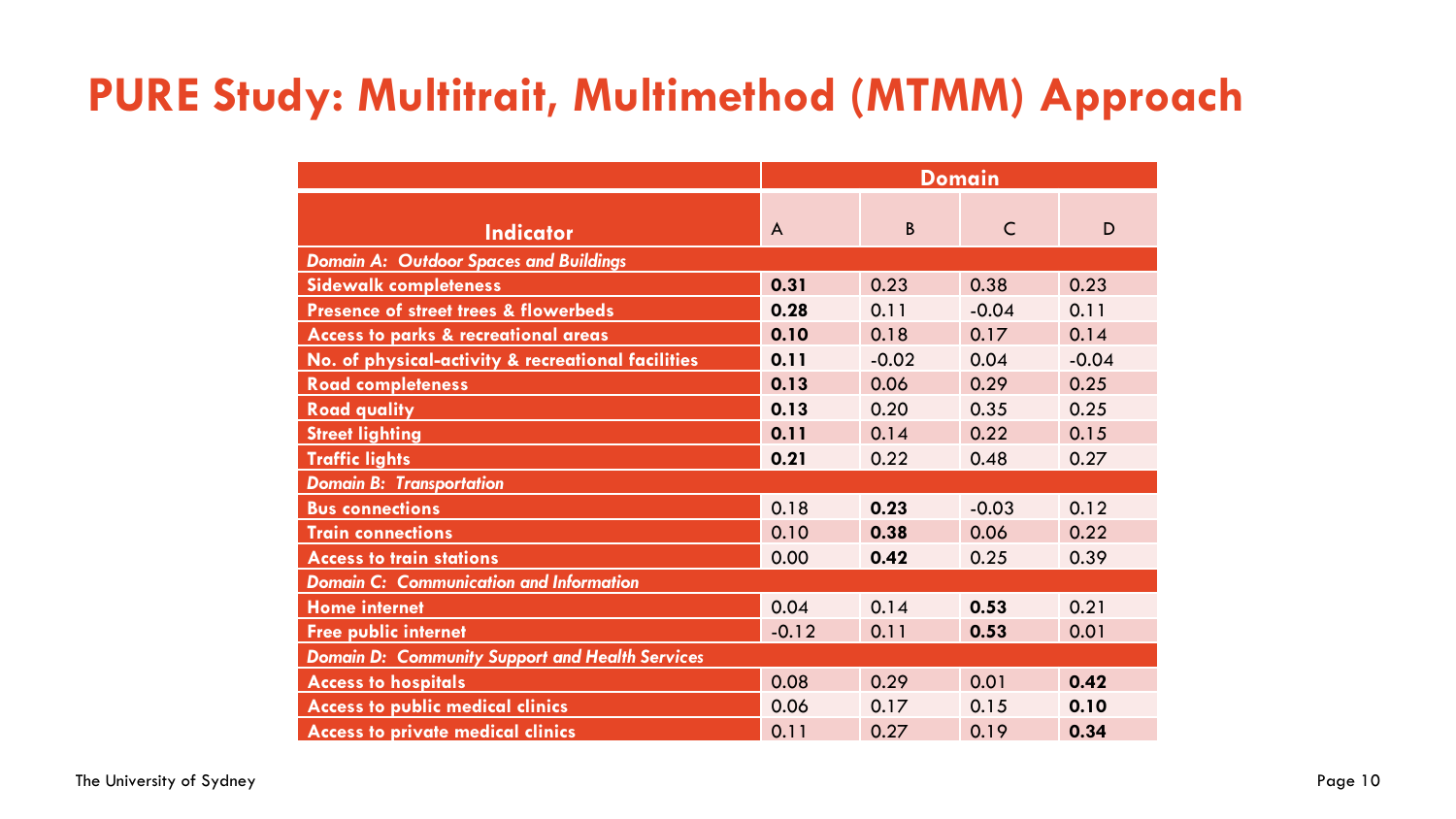# PURE Study: Multitrait, Multimethod (MTMM) Approach

| Indicator | Domain | | | |
|---|---|---|---|---|
| | A | B | C | D |
| ***Domain A: Outdoor Spaces and Buildings*** | | | | |
| **Sidewalk completeness** | **0.31** | 0.23 | 0.38 | 0.23 |
| **Presence of street trees & flowerbeds** | **0.28** | 0.11 | -0.04 | 0.11 |
| **Access to parks & recreational areas** | **0.10** | 0.18 | 0.17 | 0.14 |
| **No. of physical-activity & recreational facilities** | **0.11** | -0.02 | 0.04 | -0.04 |
| **Road completeness** | **0.13** | 0.06 | 0.29 | 0.25 |
| **Road quality** | **0.13** | 0.20 | 0.35 | 0.25 |
| **Street lighting** | **0.11** | 0.14 | 0.22 | 0.15 |
| **Traffic lights** | **0.21** | 0.22 | 0.48 | 0.27 |
| ***Domain B: Transportation*** | | | | |
| **Bus connections** | 0.18 | **0.23** | -0.03 | 0.12 |
| **Train connections** | 0.10 | **0.38** | 0.06 | 0.22 |
| **Access to train stations** | 0.00 | **0.42** | 0.25 | 0.39 |
| ***Domain C: Communication and Information*** | | | | |
| **Home internet** | 0.04 | 0.14 | **0.53** | 0.21 |
| **Free public internet** | -0.12 | 0.11 | **0.53** | 0.01 |
| ***Domain D: Community Support and Health Services*** | | | | |
| **Access to hospitals** | 0.08 | 0.29 | 0.01 | **0.42** |
| **Access to public medical clinics** | 0.06 | 0.17 | 0.15 | **0.10** |
| **Access to private medical clinics** | 0.11 | 0.27 | 0.19 | **0.34** |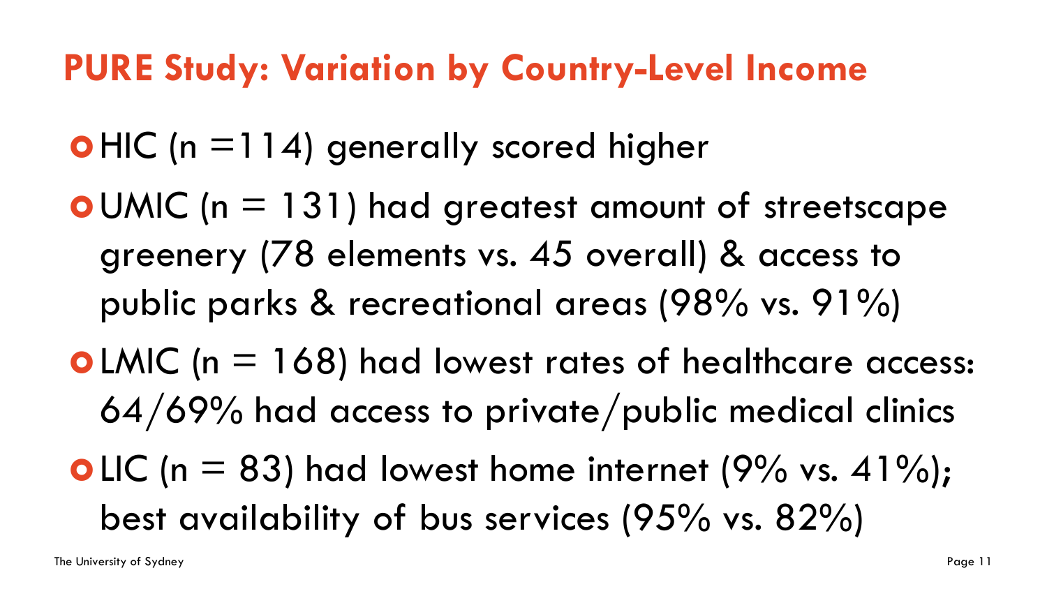# PURE Study: Variation by Country-Level Income

- HIC (n =114) generally scored higher
- UMIC (n = 131) had greatest amount of streetscape greenery (78 elements vs. 45 overall) & access to public parks & recreational areas (98% vs. 91%)
- LMIC (n = 168) had lowest rates of healthcare access: 64/69% had access to private/public medical clinics
- LIC (n = 83) had lowest home internet (9% vs. 41%); best availability of bus services (95% vs. 82%)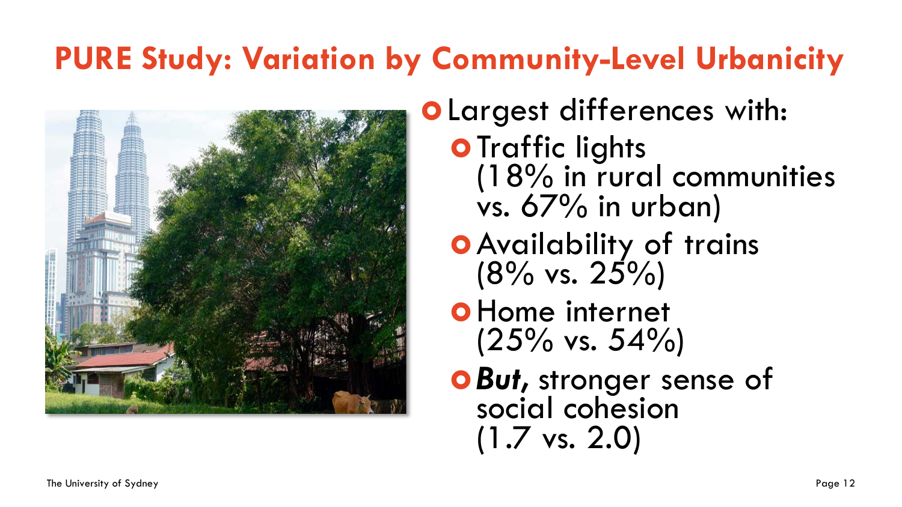# PURE Study: Variation by Community-Level Urbanicity

- Largest differences with:
  - Traffic lights (18% in rural communities vs. 67% in urban)
  - Availability of trains (8% vs. 25%)
  - Home internet (25% vs. 54%)
  - ***But,*** stronger sense of social cohesion (1.7 vs. 2.0)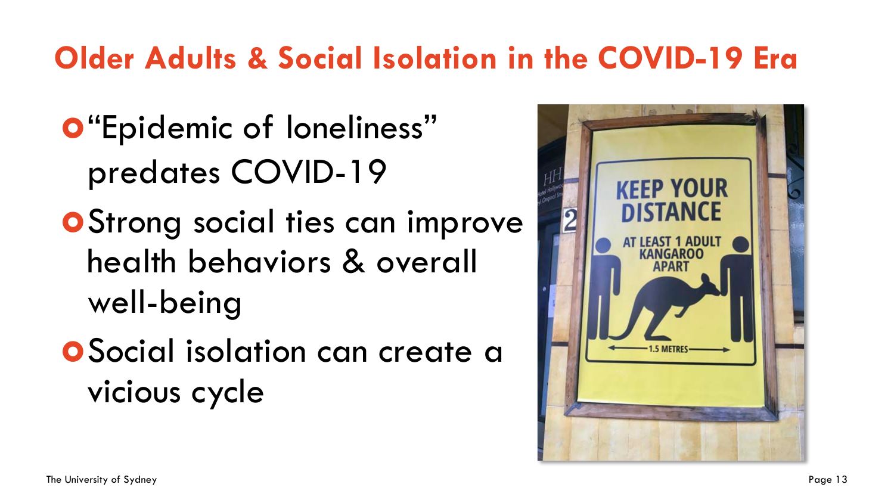# Older Adults & Social Isolation in the COVID-19 Era

- "Epidemic of loneliness" predates COVID-19
- Strong social ties can improve health behaviors & overall well-being
- Social isolation can create a vicious cycle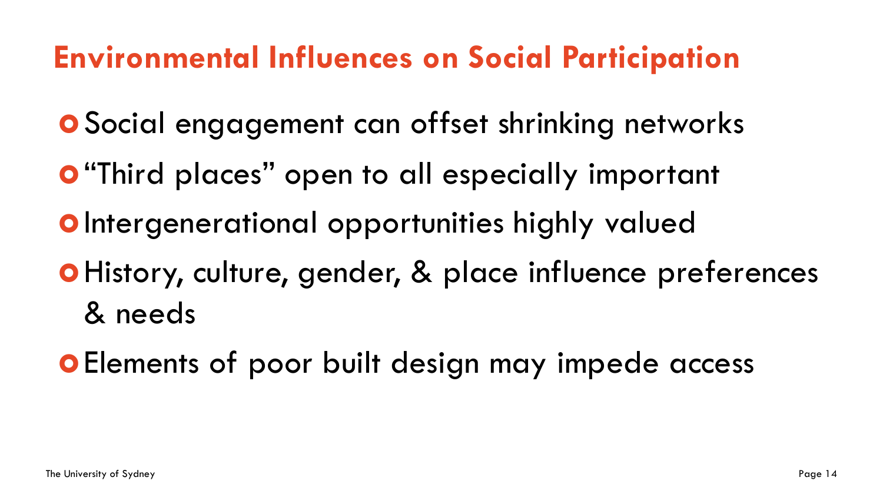# Environmental Influences on Social Participation

- Social engagement can offset shrinking networks
- "Third places" open to all especially important
- Intergenerational opportunities highly valued
- History, culture, gender, & place influence preferences & needs
- Elements of poor built design may impede access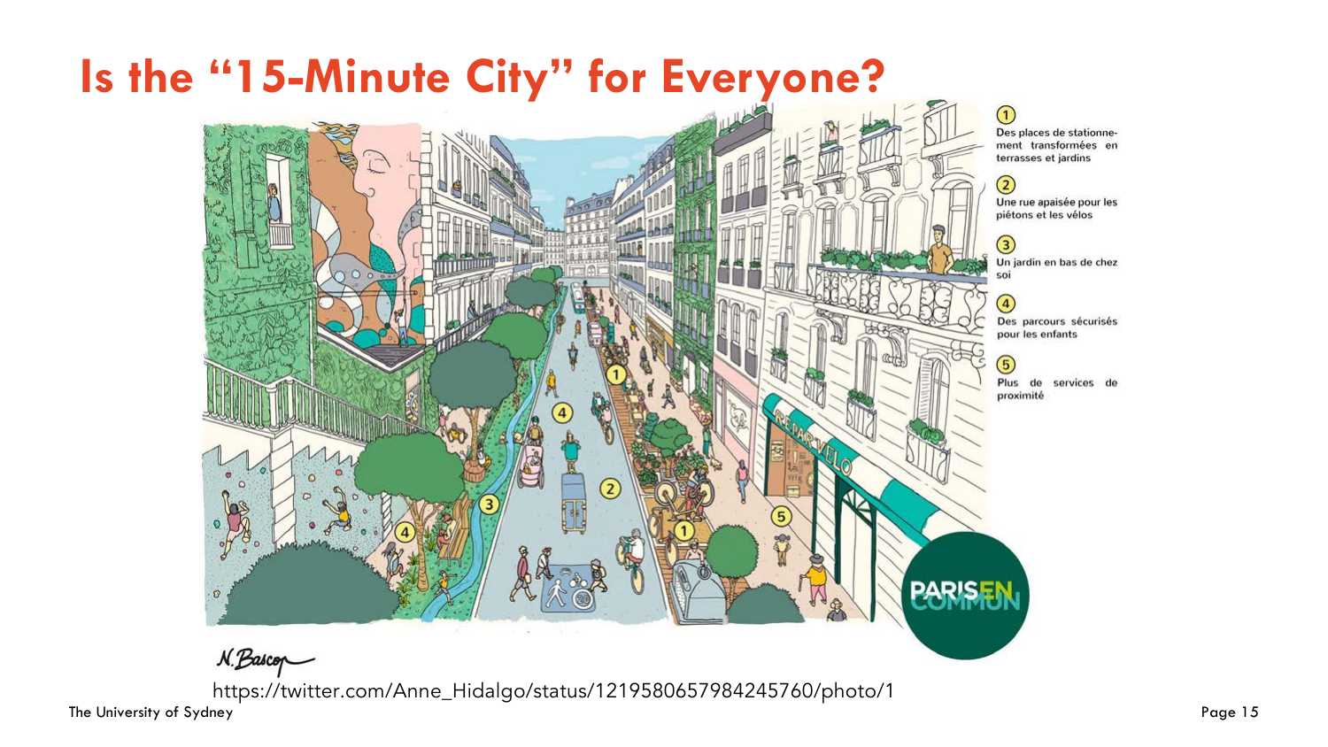# Is the “15-Minute City” for Everyone?

① Des places de stationnement transformées en terrasses et jardins

② Une rue apaisée pour les piétons et les vélos

③ Un jardin en bas de chez soi

④ Des parcours sécurisés pour les enfants

⑤ Plus de services de proximité

https://twitter.com/Anne_Hidalgo/status/1219580657984245760/photo/1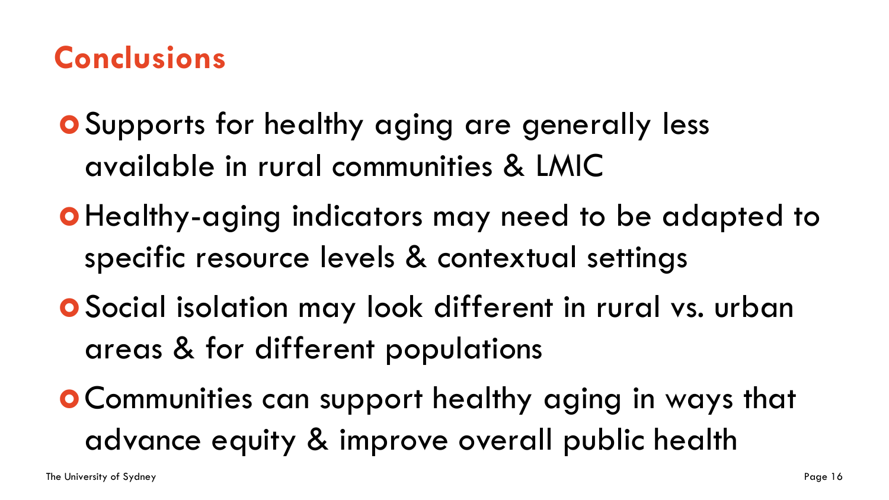# Conclusions

- Supports for healthy aging are generally less available in rural communities & LMIC
- Healthy-aging indicators may need to be adapted to specific resource levels & contextual settings
- Social isolation may look different in rural vs. urban areas & for different populations
- Communities can support healthy aging in ways that advance equity & improve overall public health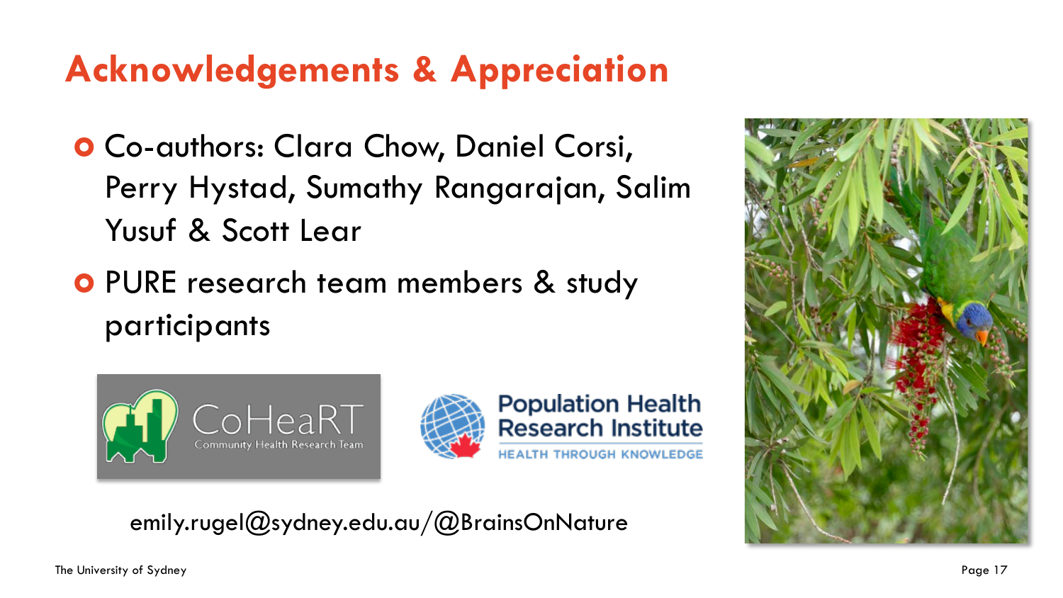# Acknowledgements & Appreciation

- Co-authors: Clara Chow, Daniel Corsi, Perry Hystad, Sumathy Rangarajan, Salim Yusuf & Scott Lear
- PURE research team members & study participants

CoHeaRT
Community Health Research Team

Population Health Research Institute
HEALTH THROUGH KNOWLEDGE

emily.rugel@sydney.edu.au/@BrainsOnNature